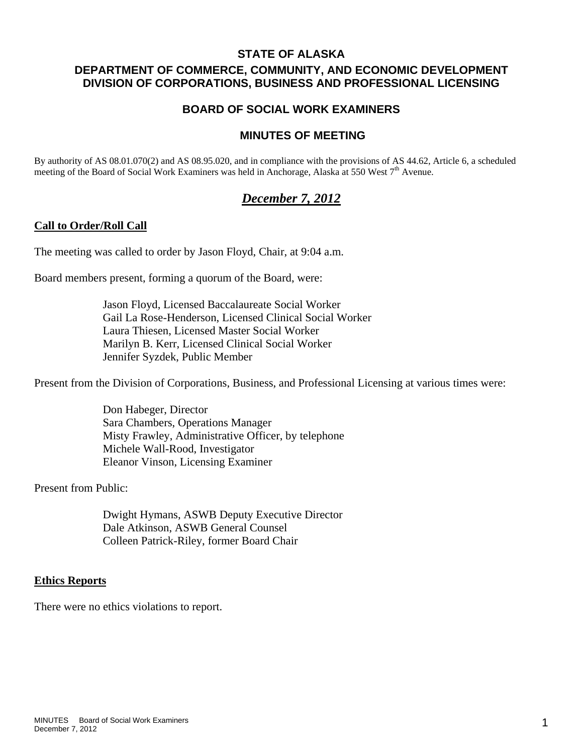**STATE OF ALASKA**

**DEPARTMENT OF COMMERCE, COMMUNITY, AND ECONOMIC DEVELOPMENT**
**DIVISION OF CORPORATIONS, BUSINESS AND PROFESSIONAL LICENSING**

# BOARD OF SOCIAL WORK EXAMINERS

## MINUTES OF MEETING

By authority of AS 08.01.070(2) and AS 08.95.020, and in compliance with the provisions of AS 44.62, Article 6, a scheduled meeting of the Board of Social Work Examiners was held in Anchorage, Alaska at 550 West 7th Avenue.

## ***December 7, 2012***

### Call to Order/Roll Call

The meeting was called to order by Jason Floyd, Chair, at 9:04 a.m.

Board members present, forming a quorum of the Board, were:

Jason Floyd, Licensed Baccalaureate Social Worker
Gail La Rose-Henderson, Licensed Clinical Social Worker
Laura Thiesen, Licensed Master Social Worker
Marilyn B. Kerr, Licensed Clinical Social Worker
Jennifer Syzdek, Public Member

Present from the Division of Corporations, Business, and Professional Licensing at various times were:

Don Habeger, Director
Sara Chambers, Operations Manager
Misty Frawley, Administrative Officer, by telephone
Michele Wall-Rood, Investigator
Eleanor Vinson, Licensing Examiner

Present from Public:

Dwight Hymans, ASWB Deputy Executive Director
Dale Atkinson, ASWB General Counsel
Colleen Patrick-Riley, former Board Chair

### Ethics Reports

There were no ethics violations to report.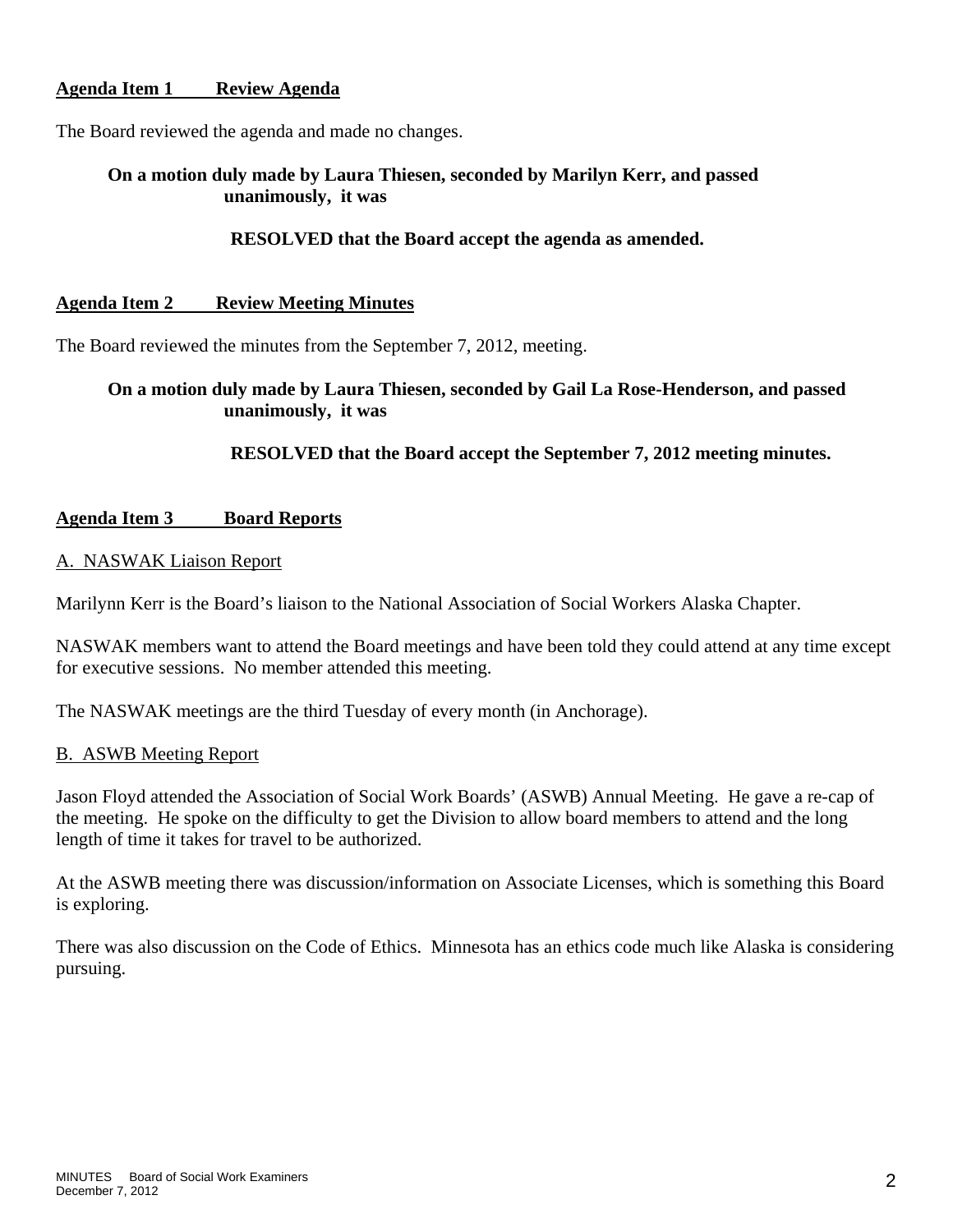**Agenda Item 1 Review Agenda**

The Board reviewed the agenda and made no changes.

**On a motion duly made by Laura Thiesen, seconded by Marilyn Kerr, and passed unanimously, it was**

**RESOLVED that the Board accept the agenda as amended.**

**Agenda Item 2 Review Meeting Minutes**

The Board reviewed the minutes from the September 7, 2012, meeting.

**On a motion duly made by Laura Thiesen, seconded by Gail La Rose-Henderson, and passed unanimously, it was**

**RESOLVED that the Board accept the September 7, 2012 meeting minutes.**

**Agenda Item 3 Board Reports**

A. NASWAK Liaison Report

Marilynn Kerr is the Board's liaison to the National Association of Social Workers Alaska Chapter.

NASWAK members want to attend the Board meetings and have been told they could attend at any time except for executive sessions. No member attended this meeting.

The NASWAK meetings are the third Tuesday of every month (in Anchorage).

B. ASWB Meeting Report

Jason Floyd attended the Association of Social Work Boards' (ASWB) Annual Meeting. He gave a re-cap of the meeting. He spoke on the difficulty to get the Division to allow board members to attend and the long length of time it takes for travel to be authorized.

At the ASWB meeting there was discussion/information on Associate Licenses, which is something this Board is exploring.

There was also discussion on the Code of Ethics. Minnesota has an ethics code much like Alaska is considering pursuing.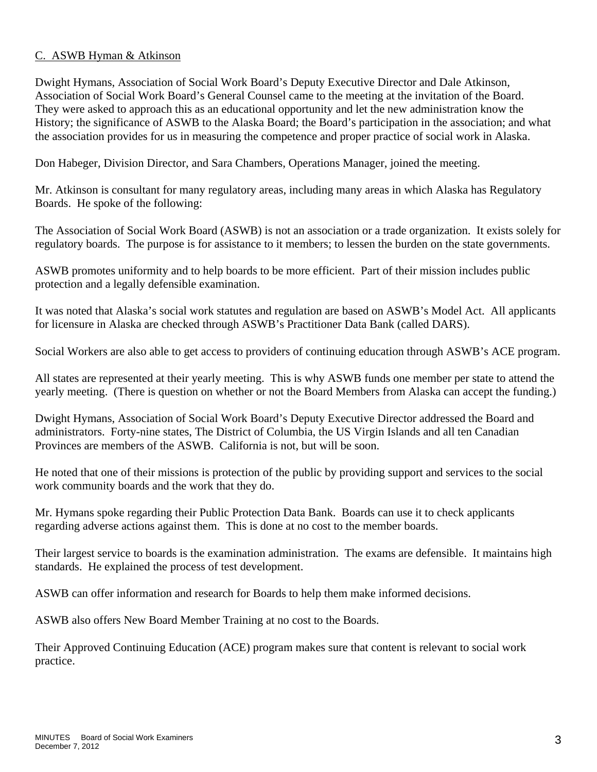C. ASWB Hyman & Atkinson

Dwight Hymans, Association of Social Work Board's Deputy Executive Director and Dale Atkinson, Association of Social Work Board's General Counsel came to the meeting at the invitation of the Board. They were asked to approach this as an educational opportunity and let the new administration know the History; the significance of ASWB to the Alaska Board; the Board's participation in the association; and what the association provides for us in measuring the competence and proper practice of social work in Alaska.

Don Habeger, Division Director, and Sara Chambers, Operations Manager, joined the meeting.

Mr. Atkinson is consultant for many regulatory areas, including many areas in which Alaska has Regulatory Boards. He spoke of the following:

The Association of Social Work Board (ASWB) is not an association or a trade organization. It exists solely for regulatory boards. The purpose is for assistance to it members; to lessen the burden on the state governments.

ASWB promotes uniformity and to help boards to be more efficient. Part of their mission includes public protection and a legally defensible examination.

It was noted that Alaska's social work statutes and regulation are based on ASWB's Model Act. All applicants for licensure in Alaska are checked through ASWB's Practitioner Data Bank (called DARS).

Social Workers are also able to get access to providers of continuing education through ASWB's ACE program.

All states are represented at their yearly meeting. This is why ASWB funds one member per state to attend the yearly meeting. (There is question on whether or not the Board Members from Alaska can accept the funding.)

Dwight Hymans, Association of Social Work Board's Deputy Executive Director addressed the Board and administrators. Forty-nine states, The District of Columbia, the US Virgin Islands and all ten Canadian Provinces are members of the ASWB. California is not, but will be soon.

He noted that one of their missions is protection of the public by providing support and services to the social work community boards and the work that they do.

Mr. Hymans spoke regarding their Public Protection Data Bank. Boards can use it to check applicants regarding adverse actions against them. This is done at no cost to the member boards.

Their largest service to boards is the examination administration. The exams are defensible. It maintains high standards. He explained the process of test development.

ASWB can offer information and research for Boards to help them make informed decisions.

ASWB also offers New Board Member Training at no cost to the Boards.

Their Approved Continuing Education (ACE) program makes sure that content is relevant to social work practice.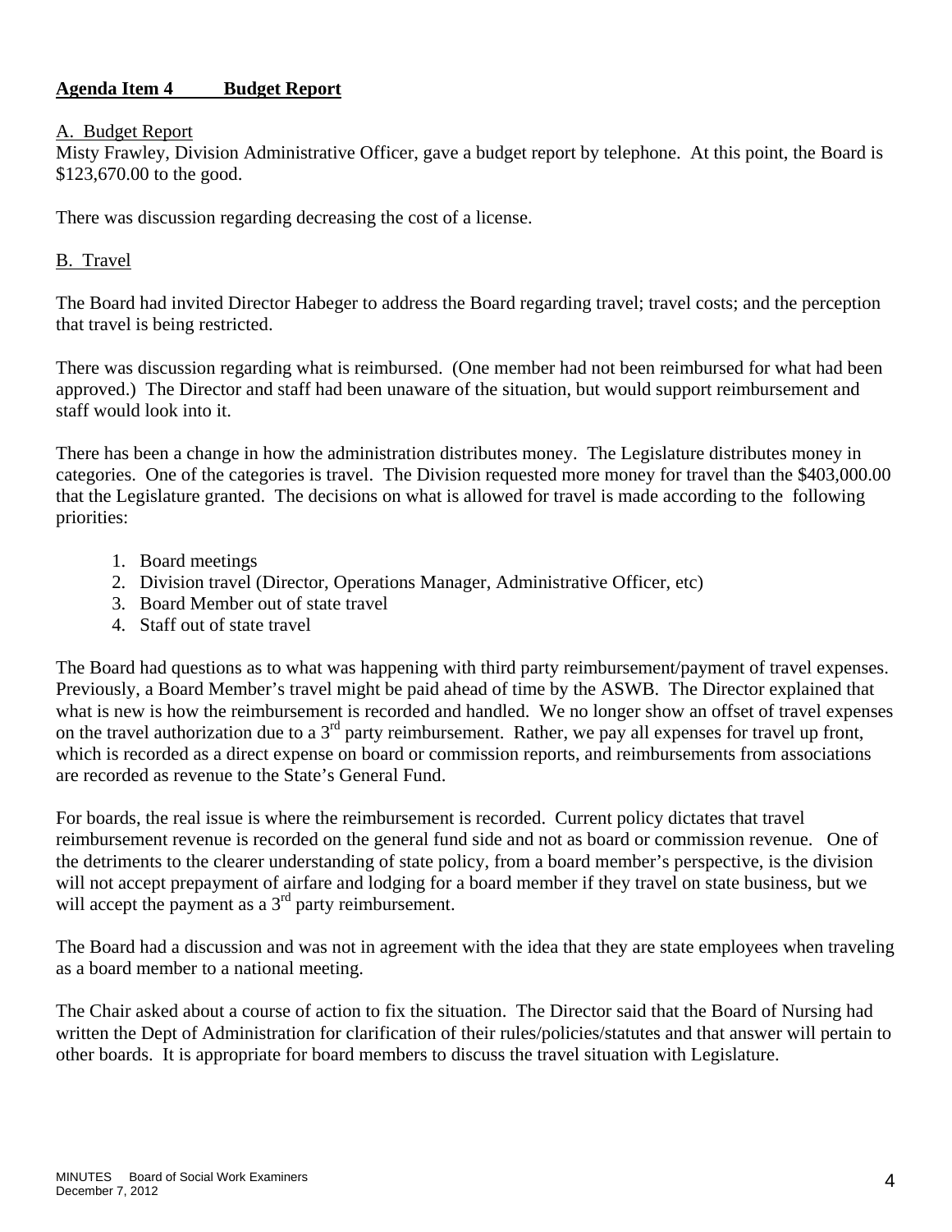**Agenda Item 4 Budget Report**

A. Budget Report

Misty Frawley, Division Administrative Officer, gave a budget report by telephone. At this point, the Board is \$123,670.00 to the good.

There was discussion regarding decreasing the cost of a license.

B. Travel

The Board had invited Director Habeger to address the Board regarding travel; travel costs; and the perception that travel is being restricted.

There was discussion regarding what is reimbursed. (One member had not been reimbursed for what had been approved.) The Director and staff had been unaware of the situation, but would support reimbursement and staff would look into it.

There has been a change in how the administration distributes money. The Legislature distributes money in categories. One of the categories is travel. The Division requested more money for travel than the \$403,000.00 that the Legislature granted. The decisions on what is allowed for travel is made according to the following priorities:

1. Board meetings
2. Division travel (Director, Operations Manager, Administrative Officer, etc)
3. Board Member out of state travel
4. Staff out of state travel

The Board had questions as to what was happening with third party reimbursement/payment of travel expenses. Previously, a Board Member's travel might be paid ahead of time by the ASWB. The Director explained that what is new is how the reimbursement is recorded and handled. We no longer show an offset of travel expenses on the travel authorization due to a 3rd party reimbursement. Rather, we pay all expenses for travel up front, which is recorded as a direct expense on board or commission reports, and reimbursements from associations are recorded as revenue to the State's General Fund.

For boards, the real issue is where the reimbursement is recorded. Current policy dictates that travel reimbursement revenue is recorded on the general fund side and not as board or commission revenue. One of the detriments to the clearer understanding of state policy, from a board member's perspective, is the division will not accept prepayment of airfare and lodging for a board member if they travel on state business, but we will accept the payment as a 3rd party reimbursement.

The Board had a discussion and was not in agreement with the idea that they are state employees when traveling as a board member to a national meeting.

The Chair asked about a course of action to fix the situation. The Director said that the Board of Nursing had written the Dept of Administration for clarification of their rules/policies/statutes and that answer will pertain to other boards. It is appropriate for board members to discuss the travel situation with Legislature.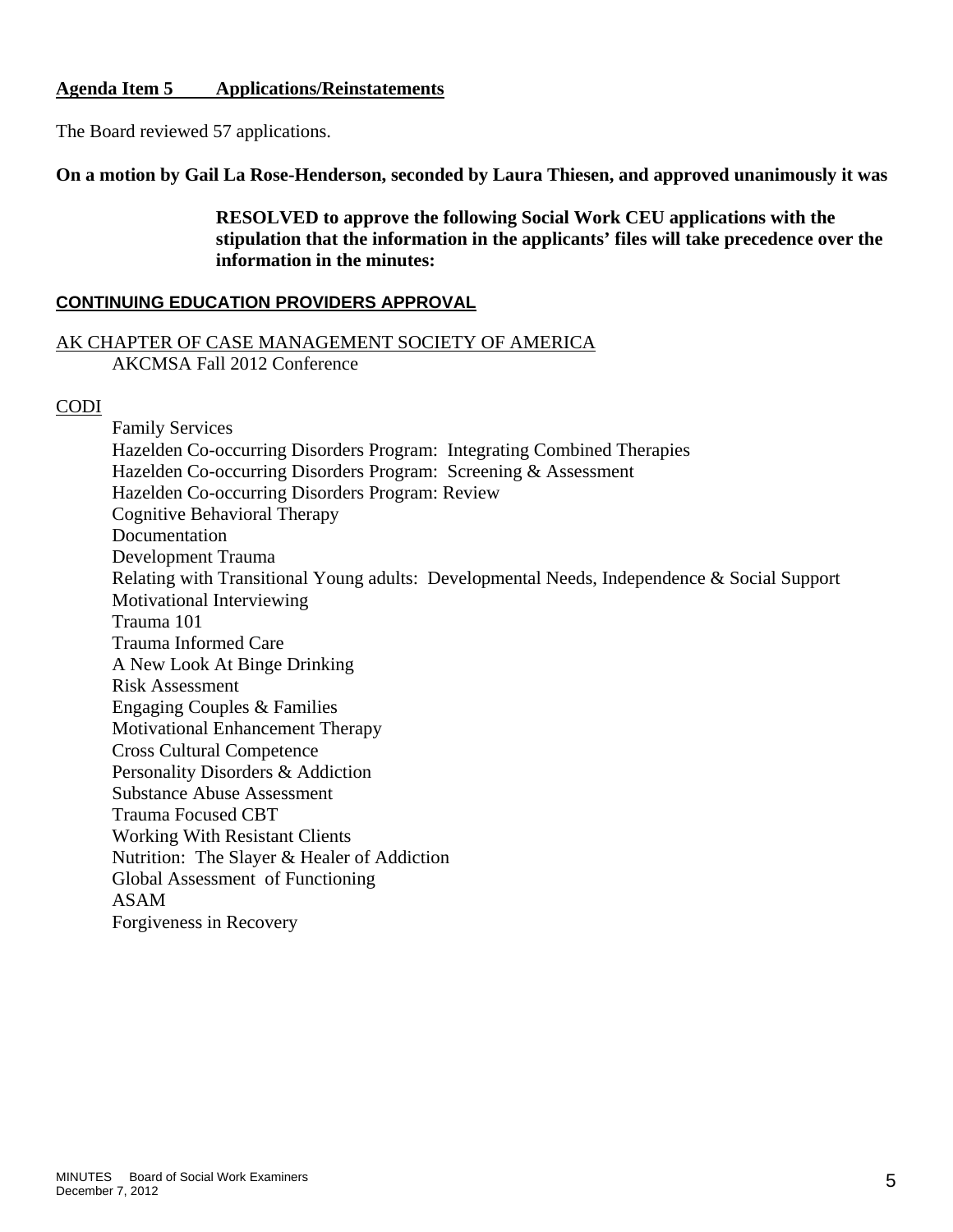**Agenda Item 5 Applications/Reinstatements**

The Board reviewed 57 applications.

**On a motion by Gail La Rose-Henderson, seconded by Laura Thiesen, and approved unanimously it was**

> **RESOLVED to approve the following Social Work CEU applications with the stipulation that the information in the applicants' files will take precedence over the information in the minutes:**

**CONTINUING EDUCATION PROVIDERS APPROVAL**

AK CHAPTER OF CASE MANAGEMENT SOCIETY OF AMERICA
- AKCMSA Fall 2012 Conference

CODI
- Family Services
- Hazelden Co-occurring Disorders Program: Integrating Combined Therapies
- Hazelden Co-occurring Disorders Program: Screening & Assessment
- Hazelden Co-occurring Disorders Program: Review
- Cognitive Behavioral Therapy
- Documentation
- Development Trauma
- Relating with Transitional Young adults: Developmental Needs, Independence & Social Support
- Motivational Interviewing
- Trauma 101
- Trauma Informed Care
- A New Look At Binge Drinking
- Risk Assessment
- Engaging Couples & Families
- Motivational Enhancement Therapy
- Cross Cultural Competence
- Personality Disorders & Addiction
- Substance Abuse Assessment
- Trauma Focused CBT
- Working With Resistant Clients
- Nutrition: The Slayer & Healer of Addiction
- Global Assessment of Functioning
- ASAM
- Forgiveness in Recovery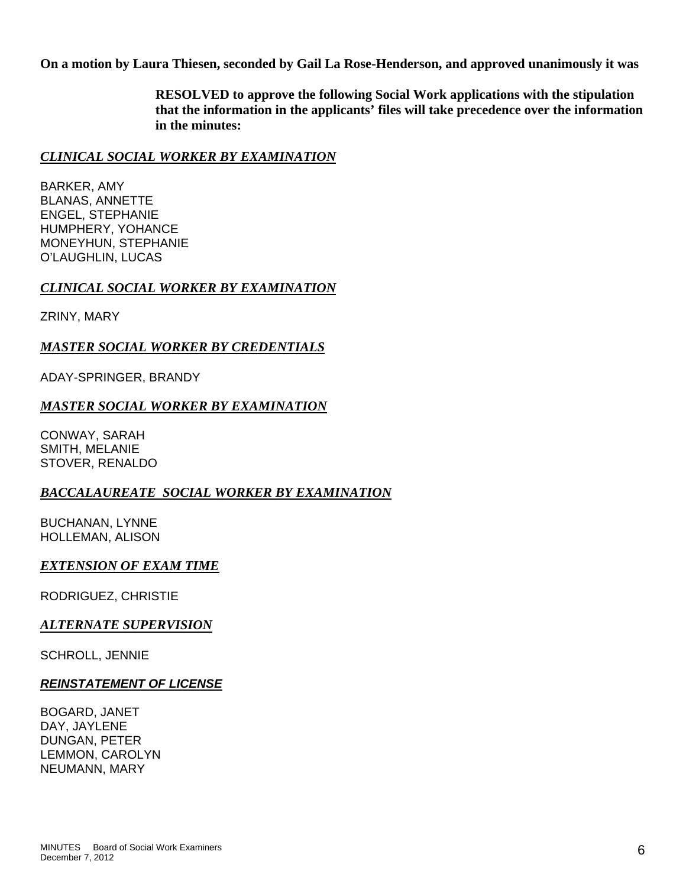**On a motion by Laura Thiesen, seconded by Gail La Rose-Henderson, and approved unanimously it was**

> **RESOLVED to approve the following Social Work applications with the stipulation that the information in the applicants' files will take precedence over the information in the minutes:**

***CLINICAL SOCIAL WORKER BY EXAMINATION***

BARKER, AMY
BLANAS, ANNETTE
ENGEL, STEPHANIE
HUMPHERY, YOHANCE
MONEYHUN, STEPHANIE
O'LAUGHLIN, LUCAS

***CLINICAL SOCIAL WORKER BY EXAMINATION***

ZRINY, MARY

***MASTER SOCIAL WORKER BY CREDENTIALS***

ADAY-SPRINGER, BRANDY

***MASTER SOCIAL WORKER BY EXAMINATION***

CONWAY, SARAH
SMITH, MELANIE
STOVER, RENALDO

***BACCALAUREATE SOCIAL WORKER BY EXAMINATION***

BUCHANAN, LYNNE
HOLLEMAN, ALISON

***EXTENSION OF EXAM TIME***

RODRIGUEZ, CHRISTIE

***ALTERNATE SUPERVISION***

SCHROLL, JENNIE

***REINSTATEMENT OF LICENSE***

BOGARD, JANET
DAY, JAYLENE
DUNGAN, PETER
LEMMON, CAROLYN
NEUMANN, MARY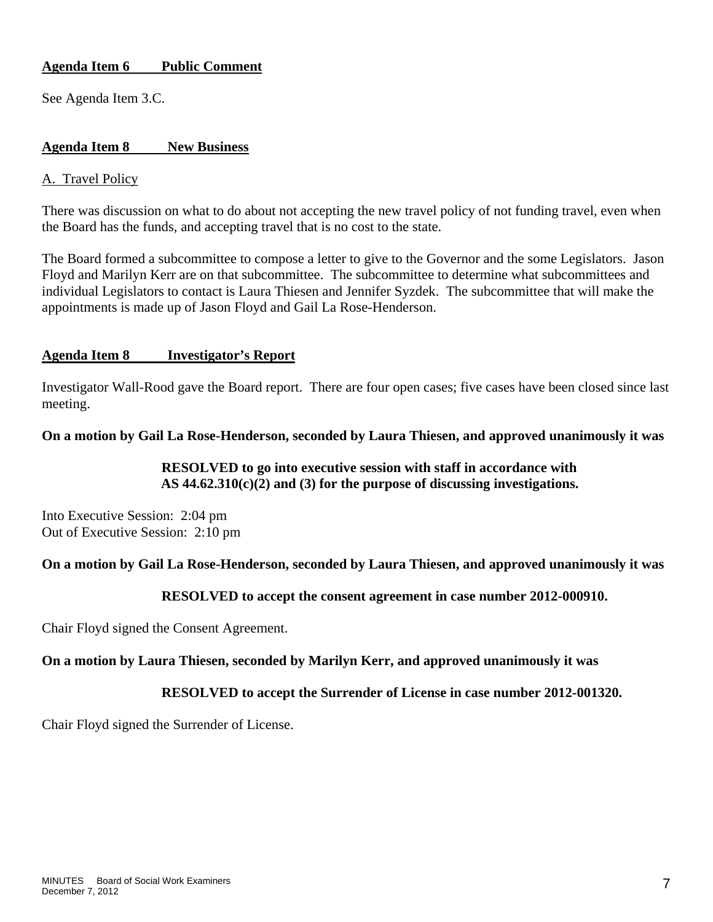**Agenda Item 6 Public Comment**

See Agenda Item 3.C.

**Agenda Item 8 New Business**

A. Travel Policy

There was discussion on what to do about not accepting the new travel policy of not funding travel, even when the Board has the funds, and accepting travel that is no cost to the state.

The Board formed a subcommittee to compose a letter to give to the Governor and the some Legislators. Jason Floyd and Marilyn Kerr are on that subcommittee. The subcommittee to determine what subcommittees and individual Legislators to contact is Laura Thiesen and Jennifer Syzdek. The subcommittee that will make the appointments is made up of Jason Floyd and Gail La Rose-Henderson.

**Agenda Item 8 Investigator's Report**

Investigator Wall-Rood gave the Board report. There are four open cases; five cases have been closed since last meeting.

**On a motion by Gail La Rose-Henderson, seconded by Laura Thiesen, and approved unanimously it was**

> **RESOLVED to go into executive session with staff in accordance with AS 44.62.310(c)(2) and (3) for the purpose of discussing investigations.**

Into Executive Session: 2:04 pm
Out of Executive Session: 2:10 pm

**On a motion by Gail La Rose-Henderson, seconded by Laura Thiesen, and approved unanimously it was**

> **RESOLVED to accept the consent agreement in case number 2012-000910.**

Chair Floyd signed the Consent Agreement.

**On a motion by Laura Thiesen, seconded by Marilyn Kerr, and approved unanimously it was**

> **RESOLVED to accept the Surrender of License in case number 2012-001320.**

Chair Floyd signed the Surrender of License.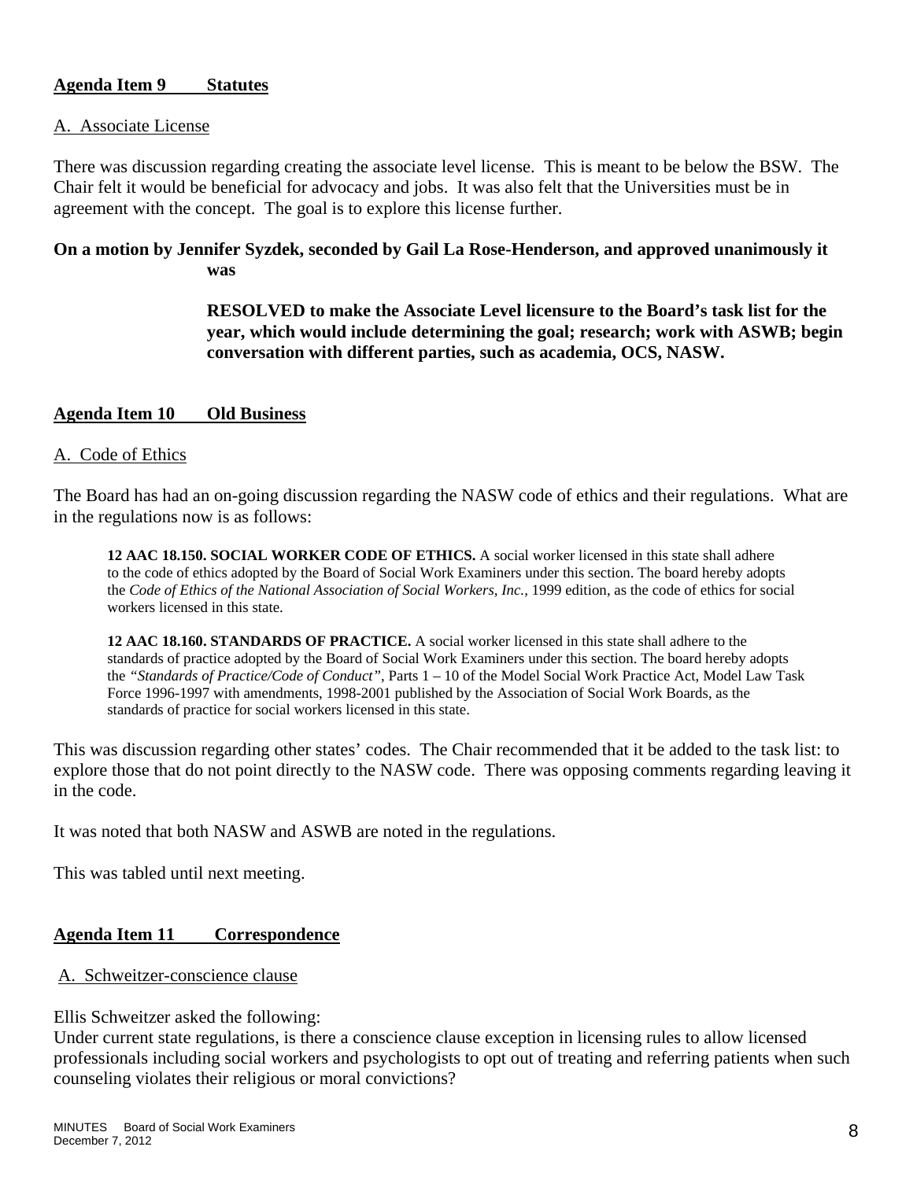## Agenda Item 9 Statutes

A. Associate License

There was discussion regarding creating the associate level license. This is meant to be below the BSW. The Chair felt it would be beneficial for advocacy and jobs. It was also felt that the Universities must be in agreement with the concept. The goal is to explore this license further.

**On a motion by Jennifer Syzdek, seconded by Gail La Rose-Henderson, and approved unanimously it was**

> **RESOLVED to make the Associate Level licensure to the Board's task list for the year, which would include determining the goal; research; work with ASWB; begin conversation with different parties, such as academia, OCS, NASW.**

## Agenda Item 10 Old Business

A. Code of Ethics

The Board has had an on-going discussion regarding the NASW code of ethics and their regulations. What are in the regulations now is as follows:

> **12 AAC 18.150. SOCIAL WORKER CODE OF ETHICS.** A social worker licensed in this state shall adhere to the code of ethics adopted by the Board of Social Work Examiners under this section. The board hereby adopts the *Code of Ethics of the National Association of Social Workers, Inc.*, 1999 edition, as the code of ethics for social workers licensed in this state.
>
> **12 AAC 18.160. STANDARDS OF PRACTICE.** A social worker licensed in this state shall adhere to the standards of practice adopted by the Board of Social Work Examiners under this section. The board hereby adopts the *"Standards of Practice/Code of Conduct"*, Parts 1 – 10 of the Model Social Work Practice Act, Model Law Task Force 1996-1997 with amendments, 1998-2001 published by the Association of Social Work Boards, as the standards of practice for social workers licensed in this state.

This was discussion regarding other states' codes. The Chair recommended that it be added to the task list: to explore those that do not point directly to the NASW code. There was opposing comments regarding leaving it in the code.

It was noted that both NASW and ASWB are noted in the regulations.

This was tabled until next meeting.

## Agenda Item 11 Correspondence

A. Schweitzer-conscience clause

Ellis Schweitzer asked the following:
Under current state regulations, is there a conscience clause exception in licensing rules to allow licensed professionals including social workers and psychologists to opt out of treating and referring patients when such counseling violates their religious or moral convictions?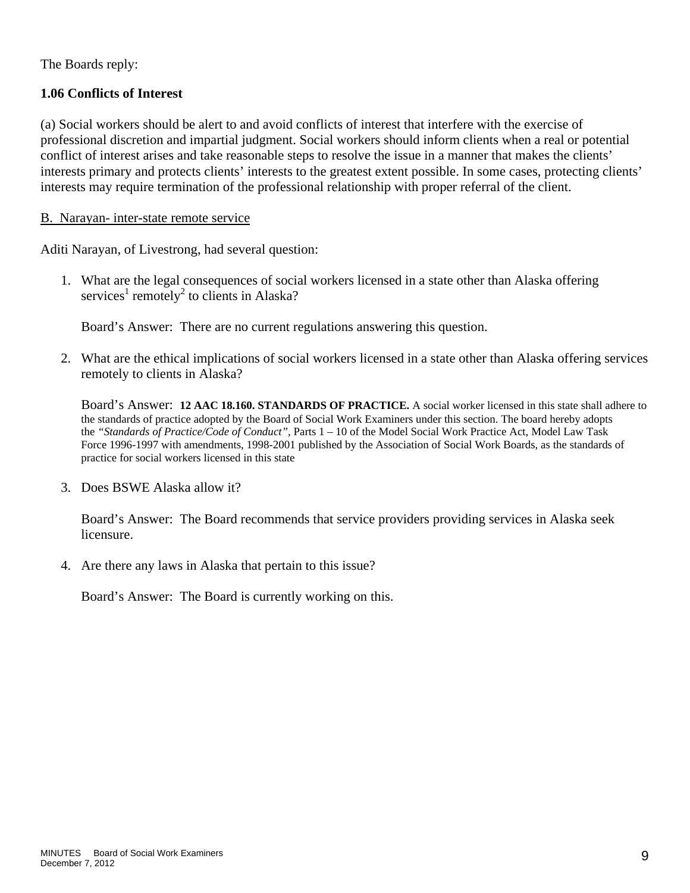The Boards reply:

**1.06 Conflicts of Interest**

(a) Social workers should be alert to and avoid conflicts of interest that interfere with the exercise of professional discretion and impartial judgment. Social workers should inform clients when a real or potential conflict of interest arises and take reasonable steps to resolve the issue in a manner that makes the clients' interests primary and protects clients' interests to the greatest extent possible. In some cases, protecting clients' interests may require termination of the professional relationship with proper referral of the client.

B. Narayan- inter-state remote service

Aditi Narayan, of Livestrong, had several question:

1. What are the legal consequences of social workers licensed in a state other than Alaska offering services[1] remotely[2] to clients in Alaska?

   Board's Answer: There are no current regulations answering this question.

2. What are the ethical implications of social workers licensed in a state other than Alaska offering services remotely to clients in Alaska?

   Board's Answer: **12 AAC 18.160. STANDARDS OF PRACTICE.** A social worker licensed in this state shall adhere to the standards of practice adopted by the Board of Social Work Examiners under this section. The board hereby adopts the *"Standards of Practice/Code of Conduct"*, Parts 1 – 10 of the Model Social Work Practice Act, Model Law Task Force 1996-1997 with amendments, 1998-2001 published by the Association of Social Work Boards, as the standards of practice for social workers licensed in this state

3. Does BSWE Alaska allow it?

   Board's Answer: The Board recommends that service providers providing services in Alaska seek licensure.

4. Are there any laws in Alaska that pertain to this issue?

   Board's Answer: The Board is currently working on this.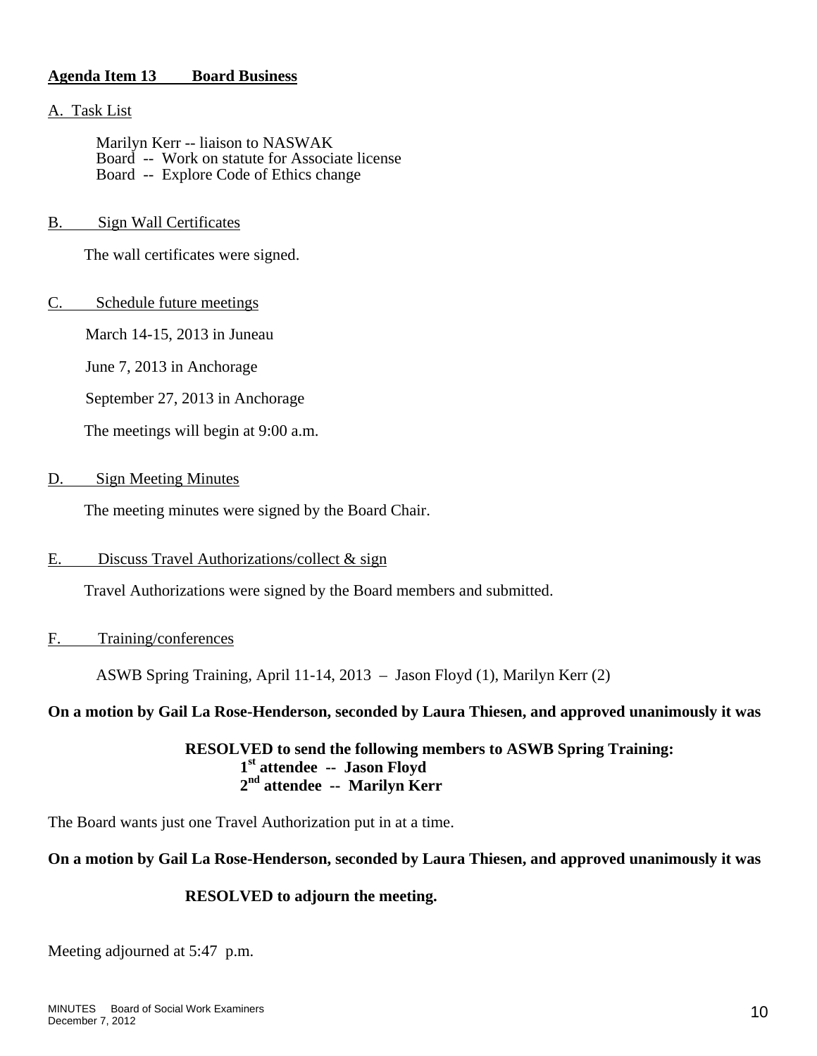**Agenda Item 13 Board Business**

A. Task List

Marilyn Kerr -- liaison to NASWAK
Board -- Work on statute for Associate license
Board -- Explore Code of Ethics change

B. Sign Wall Certificates

The wall certificates were signed.

C. Schedule future meetings

March 14-15, 2013 in Juneau

June 7, 2013 in Anchorage

September 27, 2013 in Anchorage

The meetings will begin at 9:00 a.m.

D. Sign Meeting Minutes

The meeting minutes were signed by the Board Chair.

E. Discuss Travel Authorizations/collect & sign

Travel Authorizations were signed by the Board members and submitted.

F. Training/conferences

ASWB Spring Training, April 11-14, 2013 – Jason Floyd (1), Marilyn Kerr (2)

**On a motion by Gail La Rose-Henderson, seconded by Laura Thiesen, and approved unanimously it was**

**RESOLVED to send the following members to ASWB Spring Training:**
**1st attendee -- Jason Floyd**
**2nd attendee -- Marilyn Kerr**

The Board wants just one Travel Authorization put in at a time.

**On a motion by Gail La Rose-Henderson, seconded by Laura Thiesen, and approved unanimously it was**

**RESOLVED to adjourn the meeting.**

Meeting adjourned at 5:47 p.m.